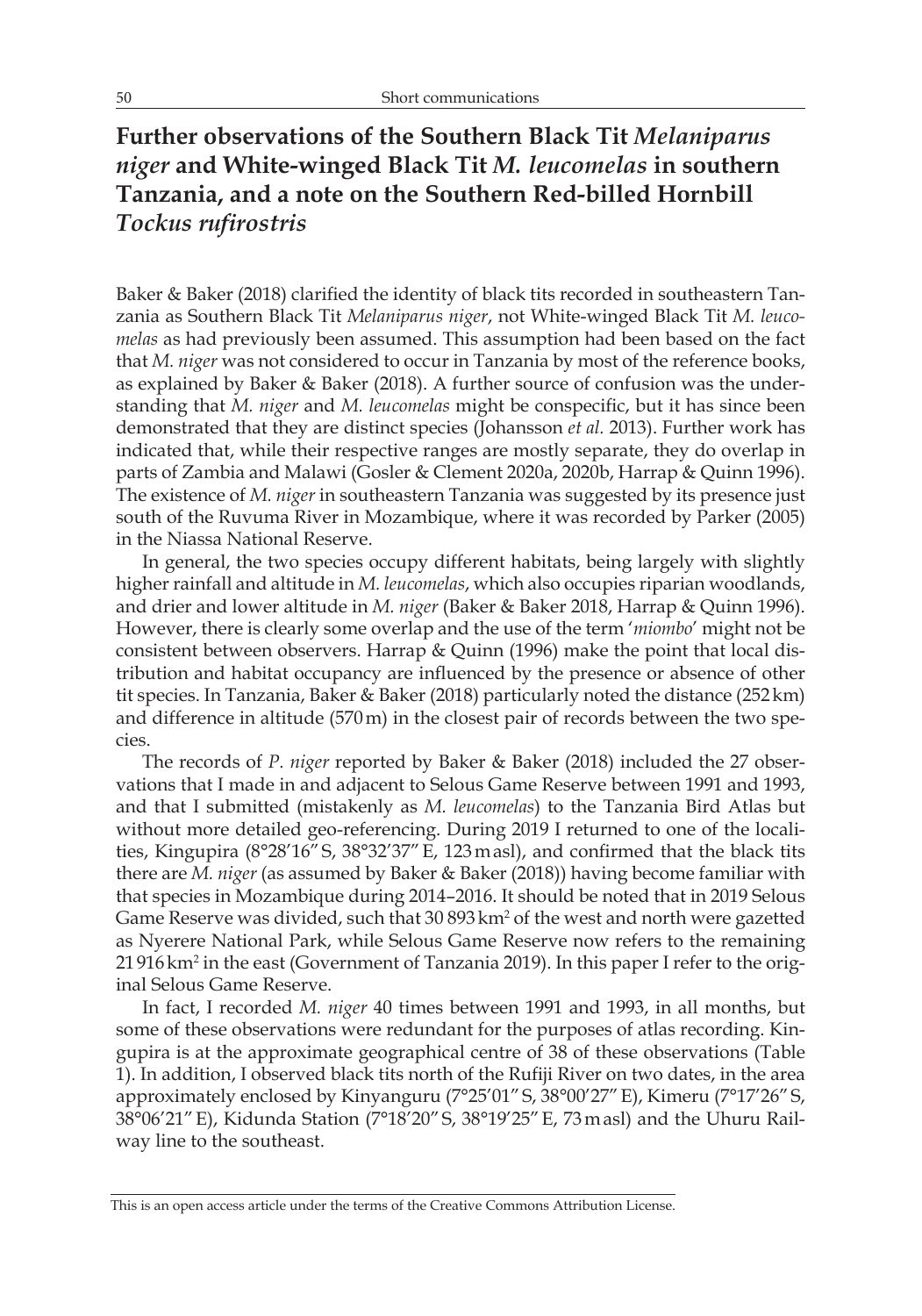# Further observations of the Southern Black Tit *Melaniparus niger* and White-winged Black Tit *M. leucomelas* in southern Tanzania, and a note on the Southern Red-billed Hornbill *Tockus rufirostris*

Baker & Baker (2018) clarified the identity of black tits recorded in southeastern Tanzania as Southern Black Tit *Melaniparus niger*, not White-winged Black Tit *M. leucomelas* as had previously been assumed. This assumption had been based on the fact that *M. niger* was not considered to occur in Tanzania by most of the reference books, as explained by Baker & Baker (2018). A further source of confusion was the understanding that *M. niger* and *M. leucomelas* might be conspecific, but it has since been demonstrated that they are distinct species (Johansson *et al.* 2013). Further work has indicated that, while their respective ranges are mostly separate, they do overlap in parts of Zambia and Malawi (Gosler & Clement 2020a, 2020b, Harrap & Quinn 1996). The existence of *M. niger* in southeastern Tanzania was suggested by its presence just south of the Ruvuma River in Mozambique, where it was recorded by Parker (2005) in the Niassa National Reserve.

In general, the two species occupy different habitats, being largely with slightly higher rainfall and altitude in *M. leucomelas*, which also occupies riparian woodlands, and drier and lower altitude in *M. niger* (Baker & Baker 2018, Harrap & Quinn 1996). However, there is clearly some overlap and the use of the term '*miombo*' might not be consistent between observers. Harrap & Quinn (1996) make the point that local distribution and habitat occupancy are influenced by the presence or absence of other tit species. In Tanzania, Baker & Baker (2018) particularly noted the distance (252 km) and difference in altitude (570 m) in the closest pair of records between the two species.

The records of *P. niger* reported by Baker & Baker (2018) included the 27 observations that I made in and adjacent to Selous Game Reserve between 1991 and 1993, and that I submitted (mistakenly as *M. leucomelas*) to the Tanzania Bird Atlas but without more detailed geo-referencing. During 2019 I returned to one of the localities, Kingupira (8°28′16″ S, 38°32′37″ E, 123 m asl), and confirmed that the black tits there are *M. niger* (as assumed by Baker & Baker (2018)) having become familiar with that species in Mozambique during 2014–2016. It should be noted that in 2019 Selous Game Reserve was divided, such that 30 893 km$^2$ of the west and north were gazetted as Nyerere National Park, while Selous Game Reserve now refers to the remaining 21 916 km$^2$ in the east (Government of Tanzania 2019). In this paper I refer to the original Selous Game Reserve.

In fact, I recorded *M. niger* 40 times between 1991 and 1993, in all months, but some of these observations were redundant for the purposes of atlas recording. Kingupira is at the approximate geographical centre of 38 of these observations (Table 1). In addition, I observed black tits north of the Rufiji River on two dates, in the area approximately enclosed by Kinyanguru (7°25′01″ S, 38°00′27″ E), Kimeru (7°17′26″ S, 38°06′21″ E), Kidunda Station (7°18′20″ S, 38°19′25″ E, 73 m asl) and the Uhuru Railway line to the southeast.

This is an open access article under the terms of the Creative Commons Attribution License.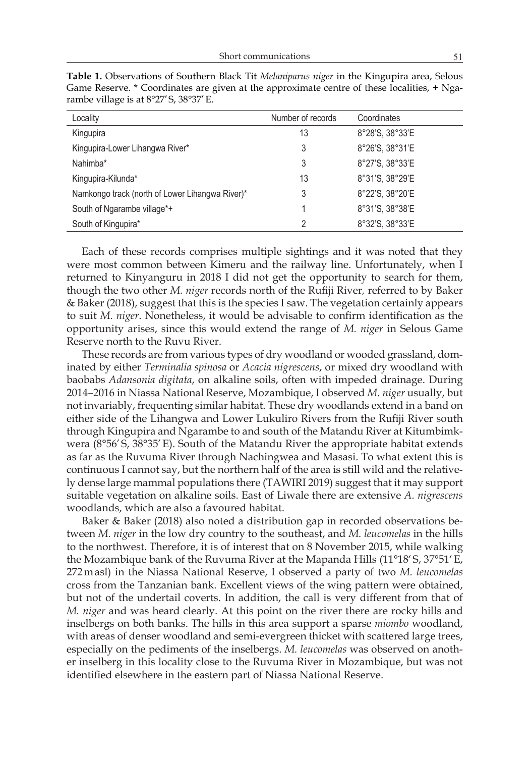**Table 1.** Observations of Southern Black Tit *Melaniparus niger* in the Kingupira area, Selous Game Reserve. * Coordinates are given at the approximate centre of these localities, + Ngarambe village is at 8°27′S, 38°37′E.

| Locality | Number of records | Coordinates |
|---|---|---|
| Kingupira | 13 | 8°28'S, 38°33'E |
| Kingupira-Lower Lihangwa River* | 3 | 8°26'S, 38°31'E |
| Nahimba* | 3 | 8°27'S, 38°33'E |
| Kingupira-Kilunda* | 13 | 8°31'S, 38°29'E |
| Namkongo track (north of Lower Lihangwa River)* | 3 | 8°22'S, 38°20'E |
| South of Ngarambe village*+ | 1 | 8°31'S, 38°38'E |
| South of Kingupira* | 2 | 8°32'S, 38°33'E |

Each of these records comprises multiple sightings and it was noted that they were most common between Kimeru and the railway line. Unfortunately, when I returned to Kinyanguru in 2018 I did not get the opportunity to search for them, though the two other *M. niger* records north of the Rufiji River, referred to by Baker & Baker (2018), suggest that this is the species I saw. The vegetation certainly appears to suit *M. niger*. Nonetheless, it would be advisable to confirm identification as the opportunity arises, since this would extend the range of *M. niger* in Selous Game Reserve north to the Ruvu River.

These records are from various types of dry woodland or wooded grassland, dominated by either *Terminalia spinosa* or *Acacia nigrescens*, or mixed dry woodland with baobabs *Adansonia digitata*, on alkaline soils, often with impeded drainage. During 2014–2016 in Niassa National Reserve, Mozambique, I observed *M. niger* usually, but not invariably, frequenting similar habitat. These dry woodlands extend in a band on either side of the Lihangwa and Lower Lukuliro Rivers from the Rufiji River south through Kingupira and Ngarambe to and south of the Matandu River at Kitumbimkwera (8°56′S, 38°35′E). South of the Matandu River the appropriate habitat extends as far as the Ruvuma River through Nachingwea and Masasi. To what extent this is continuous I cannot say, but the northern half of the area is still wild and the relatively dense large mammal populations there (TAWIRI 2019) suggest that it may support suitable vegetation on alkaline soils. East of Liwale there are extensive *A. nigrescens* woodlands, which are also a favoured habitat.

Baker & Baker (2018) also noted a distribution gap in recorded observations between *M. niger* in the low dry country to the southeast, and *M. leucomelas* in the hills to the northwest. Therefore, it is of interest that on 8 November 2015, while walking the Mozambique bank of the Ruvuma River at the Mapanda Hills (11°18′S, 37°51′E, 272 m asl) in the Niassa National Reserve, I observed a party of two *M. leucomelas* cross from the Tanzanian bank. Excellent views of the wing pattern were obtained, but not of the undertail coverts. In addition, the call is very different from that of *M. niger* and was heard clearly. At this point on the river there are rocky hills and inselbergs on both banks. The hills in this area support a sparse *miombo* woodland, with areas of denser woodland and semi-evergreen thicket with scattered large trees, especially on the pediments of the inselbergs. *M. leucomelas* was observed on another inselberg in this locality close to the Ruvuma River in Mozambique, but was not identified elsewhere in the eastern part of Niassa National Reserve.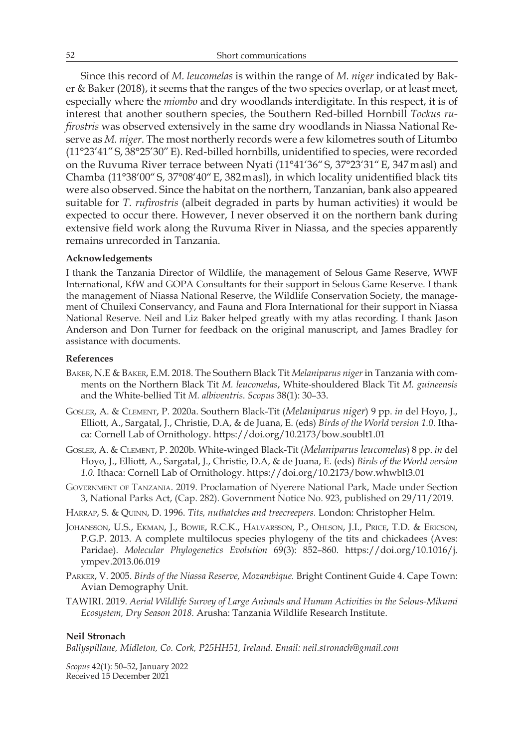Since this record of *M. leucomelas* is within the range of *M. niger* indicated by Baker & Baker (2018), it seems that the ranges of the two species overlap, or at least meet, especially where the *miombo* and dry woodlands interdigitate. In this respect, it is of interest that another southern species, the Southern Red-billed Hornbill *Tockus rufirostris* was observed extensively in the same dry woodlands in Niassa National Reserve as *M. niger*. The most northerly records were a few kilometres south of Litumbo (11°23′41″ S, 38°25′30″ E). Red-billed hornbills, unidentified to species, were recorded on the Ruvuma River terrace between Nyati (11°41′36″ S, 37°23′31″ E, 347 m asl) and Chamba (11°38′00″ S, 37°08′40″ E, 382 m asl), in which locality unidentified black tits were also observed. Since the habitat on the northern, Tanzanian, bank also appeared suitable for *T. rufirostris* (albeit degraded in parts by human activities) it would be expected to occur there. However, I never observed it on the northern bank during extensive field work along the Ruvuma River in Niassa, and the species apparently remains unrecorded in Tanzania.

**Acknowledgements**

I thank the Tanzania Director of Wildlife, the management of Selous Game Reserve, WWF International, KfW and GOPA Consultants for their support in Selous Game Reserve. I thank the management of Niassa National Reserve, the Wildlife Conservation Society, the management of Chuilexi Conservancy, and Fauna and Flora International for their support in Niassa National Reserve. Neil and Liz Baker helped greatly with my atlas recording. I thank Jason Anderson and Don Turner for feedback on the original manuscript, and James Bradley for assistance with documents.

**References**

Baker, N.E & Baker, E.M. 2018. The Southern Black Tit *Melaniparus niger* in Tanzania with comments on the Northern Black Tit *M. leucomelas*, White-shouldered Black Tit *M. guineensis* and the White-bellied Tit *M. albiventris*. *Scopus* 38(1): 30–33.

Gosler, A. & Clement, P. 2020a. Southern Black-Tit (*Melaniparus niger*) 9 pp. *in* del Hoyo, J., Elliott, A., Sargatal, J., Christie, D.A, & de Juana, E. (eds) *Birds of the World version 1.0.* Ithaca: Cornell Lab of Ornithology. https://doi.org/10.2173/bow.soublt1.01

Gosler, A. & Clement, P. 2020b. White-winged Black-Tit (*Melaniparus leucomelas*) 8 pp. *in* del Hoyo, J., Elliott, A., Sargatal, J., Christie, D.A, & de Juana, E. (eds) *Birds of the World version 1.0.* Ithaca: Cornell Lab of Ornithology. https://doi.org/10.2173/bow.whwblt3.01

Government of Tanzania. 2019. Proclamation of Nyerere National Park, Made under Section 3, National Parks Act, (Cap. 282). Government Notice No. 923, published on 29/11/2019.

Harrap, S. & Quinn, D. 1996. *Tits, nuthatches and treecreepers.* London: Christopher Helm.

Johansson, U.S., Ekman, J., Bowie, R.C.K., Halvarsson, P., Ohlson, J.I., Price, T.D. & Ericson, P.G.P. 2013. A complete multilocus species phylogeny of the tits and chickadees (Aves: Paridae). *Molecular Phylogenetics Evolution* 69(3): 852–860. https://doi.org/10.1016/j.ympev.2013.06.019

Parker, V. 2005. *Birds of the Niassa Reserve, Mozambique.* Bright Continent Guide 4. Cape Town: Avian Demography Unit.

TAWIRI. 2019. *Aerial Wildlife Survey of Large Animals and Human Activities in the Selous-Mikumi Ecosystem, Dry Season 2018.* Arusha: Tanzania Wildlife Research Institute.

**Neil Stronach**

*Ballyspillane, Midleton, Co. Cork, P25HH51, Ireland. Email: neil.stronach@gmail.com*

*Scopus* 42(1): 50–52, January 2022
Received 15 December 2021